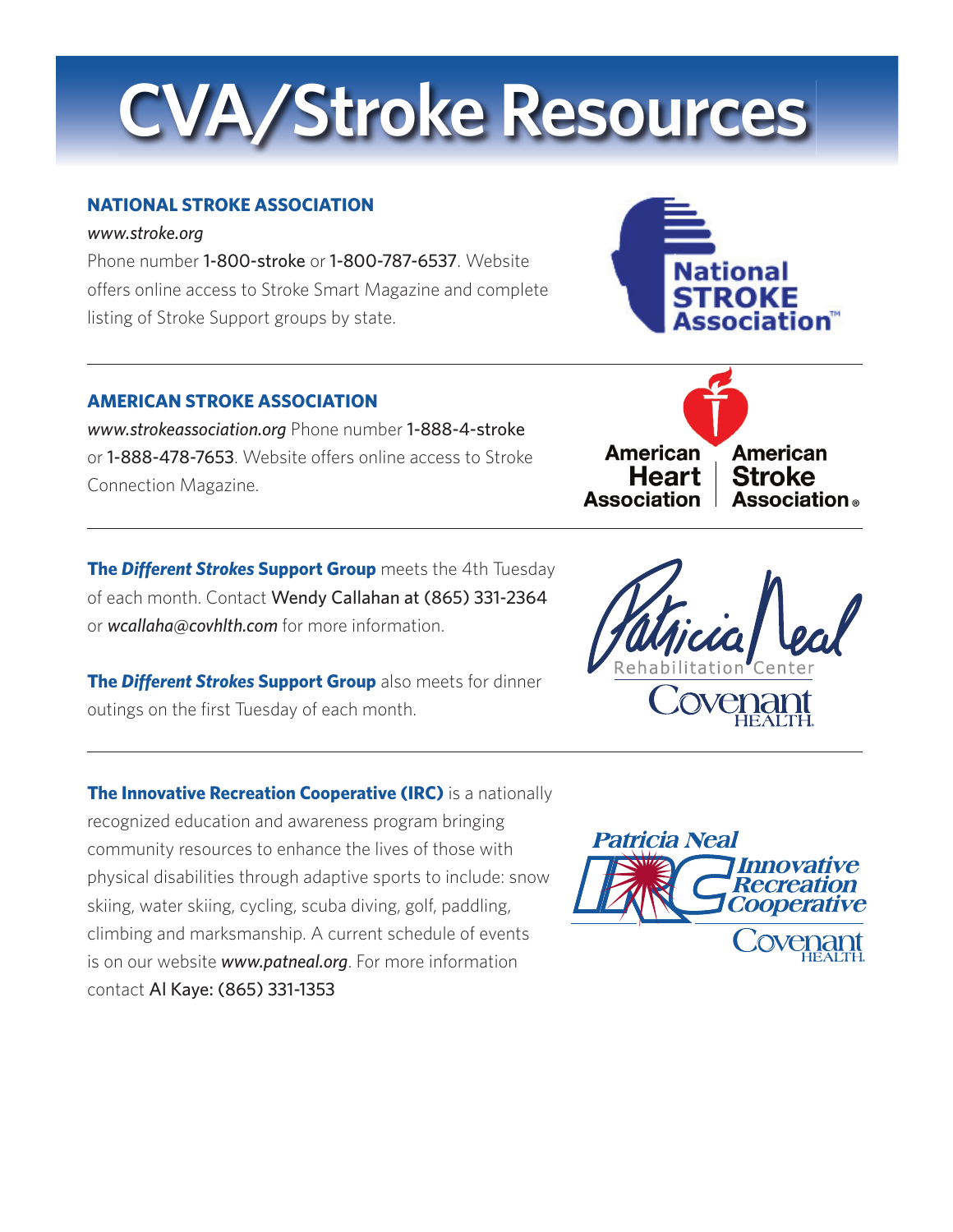# CVA/Stroke Resources

## NATIONAL STROKE ASSOCIATION

*www.stroke.org*

Phone number 1-800-stroke or 1-800-787-6537. Website offers online access to Stroke Smart Magazine and complete listing of Stroke Support groups by state.

---

## AMERICAN STROKE ASSOCIATION

*www.strokeassociation.org* Phone number 1-888-4-stroke or 1-888-478-7653. Website offers online access to Stroke Connection Magazine.

---

**The *Different Strokes* Support Group** meets the 4th Tuesday of each month. Contact Wendy Callahan at (865) 331-2364 or *wcallaha@covhlth.com* for more information.

**The *Different Strokes* Support Group** also meets for dinner outings on the first Tuesday of each month.

---

**The Innovative Recreation Cooperative (IRC)** is a nationally recognized education and awareness program bringing community resources to enhance the lives of those with physical disabilities through adaptive sports to include: snow skiing, water skiing, cycling, scuba diving, golf, paddling, climbing and marksmanship. A current schedule of events is on our website ***www.patneal.org***. For more information contact Al Kaye: (865) 331-1353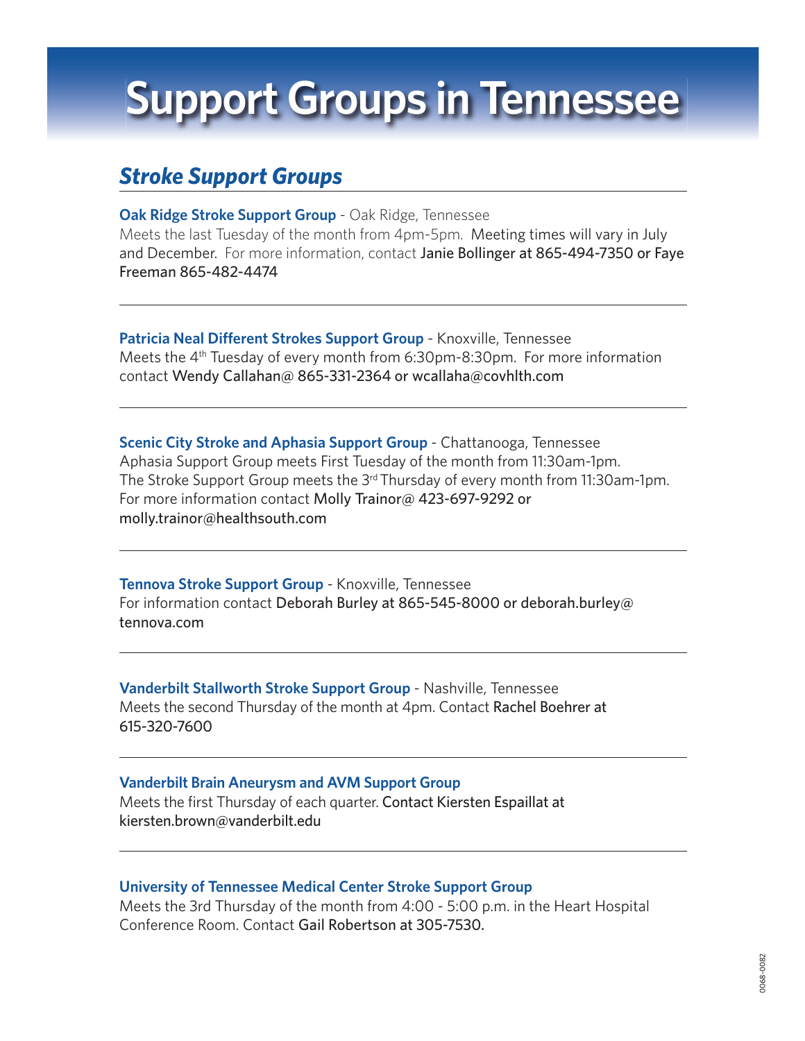# Support Groups in Tennessee

## *Stroke Support Groups*

**Oak Ridge Stroke Support Group** - Oak Ridge, Tennessee
Meets the last Tuesday of the month from 4pm-5pm. Meeting times will vary in July and December. For more information, contact Janie Bollinger at 865-494-7350 or Faye Freeman 865-482-4474

---

**Patricia Neal Different Strokes Support Group** - Knoxville, Tennessee
Meets the 4th Tuesday of every month from 6:30pm-8:30pm. For more information contact Wendy Callahan@ 865-331-2364 or wcallaha@covhlth.com

---

**Scenic City Stroke and Aphasia Support Group** - Chattanooga, Tennessee
Aphasia Support Group meets First Tuesday of the month from 11:30am-1pm. The Stroke Support Group meets the 3rd Thursday of every month from 11:30am-1pm. For more information contact Molly Trainor@ 423-697-9292 or molly.trainor@healthsouth.com

---

**Tennova Stroke Support Group** - Knoxville, Tennessee
For information contact Deborah Burley at 865-545-8000 or deborah.burley@tennova.com

---

**Vanderbilt Stallworth Stroke Support Group** - Nashville, Tennessee
Meets the second Thursday of the month at 4pm. Contact Rachel Boehrer at 615-320-7600

---

**Vanderbilt Brain Aneurysm and AVM Support Group**
Meets the first Thursday of each quarter. Contact Kiersten Espaillat at kiersten.brown@vanderbilt.edu

---

**University of Tennessee Medical Center Stroke Support Group**
Meets the 3rd Thursday of the month from 4:00 - 5:00 p.m. in the Heart Hospital Conference Room. Contact Gail Robertson at 305-7530.

0068-0082